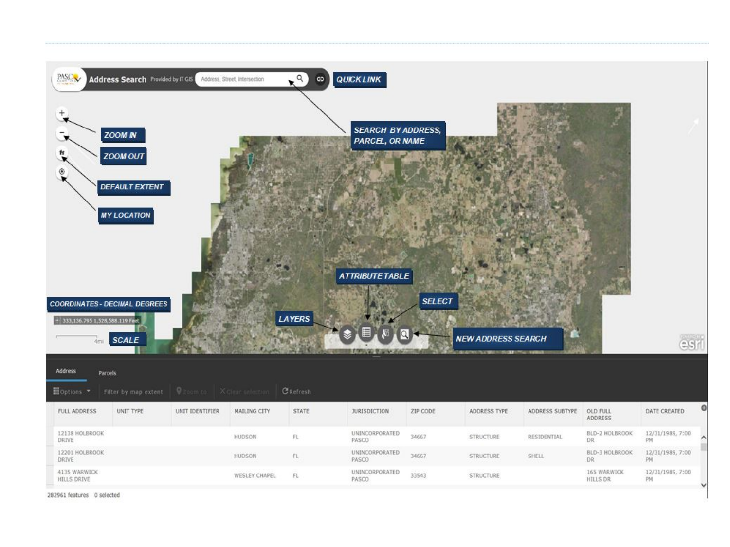Address Search Provided by IT GIS

QUICK LINK

ZOOM IN

ZOOM OUT

DEFAULT EXTENT

MY LOCATION

SEARCH BY ADDRESS, PARCEL, OR NAME

ATTRIBUTE TABLE

SELECT

LAYERS

NEW ADDRESS SEARCH

COORDINATES - DECIMAL DEGREES

333,136.795 1,528,588.119 Feet

SCALE

4mi

Address | Parcels

Options | Filter by map extent | Zoom to | Clear selection | Refresh

| FULL ADDRESS | UNIT TYPE | UNIT IDENTIFIER | MAILING CITY | STATE | JURISDICTION | ZIP CODE | ADDRESS TYPE | ADDRESS SUBTYPE | OLD FULL ADDRESS | DATE CREATED |
|---|---|---|---|---|---|---|---|---|---|---|
| 12138 HOLBROOK DRIVE | | | HUDSON | FL | UNINCORPORATED PASCO | 34667 | STRUCTURE | RESIDENTIAL | BLD-2 HOLBROOK DR | 12/31/1989, 7:00 PM |
| 12201 HOLBROOK DRIVE | | | HUDSON | FL | UNINCORPORATED PASCO | 34667 | STRUCTURE | SHELL | BLD-3 HOLBROOK DR | 12/31/1989, 7:00 PM |
| 4135 WARWICK HILLS DRIVE | | | WESLEY CHAPEL | FL | UNINCORPORATED PASCO | 33543 | STRUCTURE | | 165 WARWICK HILLS DR | 12/31/1989, 7:00 PM |

282961 features 0 selected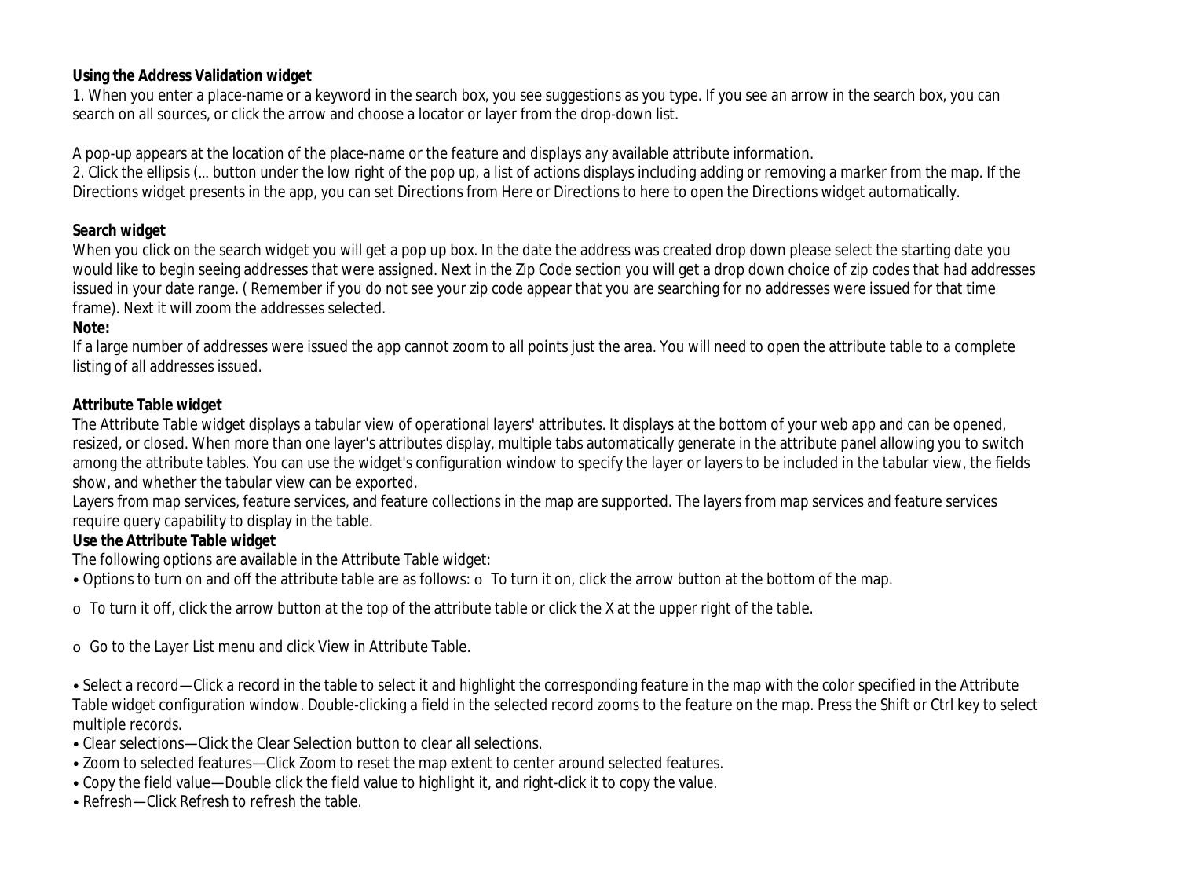**Using the Address Validation widget**

1. When you enter a place-name or a keyword in the search box, you see suggestions as you type. If you see an arrow in the search box, you can search on all sources, or click the arrow and choose a locator or layer from the drop-down list.

A pop-up appears at the location of the place-name or the feature and displays any available attribute information.

2. Click the ellipsis (... button under the low right of the pop up, a list of actions displays including adding or removing a marker from the map. If the Directions widget presents in the app, you can set Directions from Here or Directions to here to open the Directions widget automatically.

**Search widget**

When you click on the search widget you will get a pop up box. In the date the address was created drop down please select the starting date you would like to begin seeing addresses that were assigned. Next in the Zip Code section you will get a drop down choice of zip codes that had addresses issued in your date range. ( Remember if you do not see your zip code appear that you are searching for no addresses were issued for that time frame). Next it will zoom the addresses selected.

**Note:**

If a large number of addresses were issued the app cannot zoom to all points just the area. You will need to open the attribute table to a complete listing of all addresses issued.

**Attribute Table widget**

The Attribute Table widget displays a tabular view of operational layers' attributes. It displays at the bottom of your web app and can be opened, resized, or closed. When more than one layer's attributes display, multiple tabs automatically generate in the attribute panel allowing you to switch among the attribute tables. You can use the widget's configuration window to specify the layer or layers to be included in the tabular view, the fields show, and whether the tabular view can be exported.

Layers from map services, feature services, and feature collections in the map are supported. The layers from map services and feature services require query capability to display in the table.

**Use the Attribute Table widget**

The following options are available in the Attribute Table widget:

- Options to turn on and off the attribute table are as follows:
  - To turn it on, click the arrow button at the bottom of the map.
  - To turn it off, click the arrow button at the top of the attribute table or click the X at the upper right of the table.
  - Go to the Layer List menu and click View in Attribute Table.
- Select a record—Click a record in the table to select it and highlight the corresponding feature in the map with the color specified in the Attribute Table widget configuration window. Double-clicking a field in the selected record zooms to the feature on the map. Press the Shift or Ctrl key to select multiple records.
- Clear selections—Click the Clear Selection button to clear all selections.
- Zoom to selected features—Click Zoom to reset the map extent to center around selected features.
- Copy the field value—Double click the field value to highlight it, and right-click it to copy the value.
- Refresh—Click Refresh to refresh the table.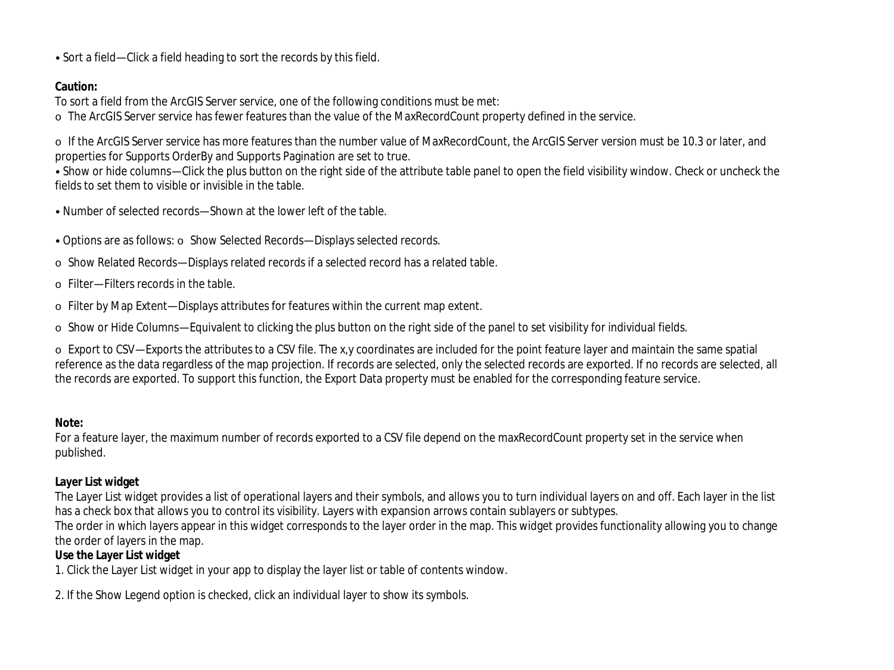- Sort a field—Click a field heading to sort the records by this field.

**Caution:**
To sort a field from the ArcGIS Server service, one of the following conditions must be met:

- The ArcGIS Server service has fewer features than the value of the MaxRecordCount property defined in the service.
- If the ArcGIS Server service has more features than the number value of MaxRecordCount, the ArcGIS Server version must be 10.3 or later, and properties for Supports OrderBy and Supports Pagination are set to true.

- Show or hide columns—Click the plus button on the right side of the attribute table panel to open the field visibility window. Check or uncheck the fields to set them to visible or invisible in the table.
- Number of selected records—Shown at the lower left of the table.
- Options are as follows:
  - Show Selected Records—Displays selected records.
  - Show Related Records—Displays related records if a selected record has a related table.
  - Filter—Filters records in the table.
  - Filter by Map Extent—Displays attributes for features within the current map extent.
  - Show or Hide Columns—Equivalent to clicking the plus button on the right side of the panel to set visibility for individual fields.
  - Export to CSV—Exports the attributes to a CSV file. The x,y coordinates are included for the point feature layer and maintain the same spatial reference as the data regardless of the map projection. If records are selected, only the selected records are exported. If no records are selected, all the records are exported. To support this function, the Export Data property must be enabled for the corresponding feature service.

**Note:**
For a feature layer, the maximum number of records exported to a CSV file depend on the maxRecordCount property set in the service when published.

**Layer List widget**
The Layer List widget provides a list of operational layers and their symbols, and allows you to turn individual layers on and off. Each layer in the list has a check box that allows you to control its visibility. Layers with expansion arrows contain sublayers or subtypes.
The order in which layers appear in this widget corresponds to the layer order in the map. This widget provides functionality allowing you to change the order of layers in the map.

**Use the Layer List widget**

1. Click the Layer List widget in your app to display the layer list or table of contents window.
2. If the Show Legend option is checked, click an individual layer to show its symbols.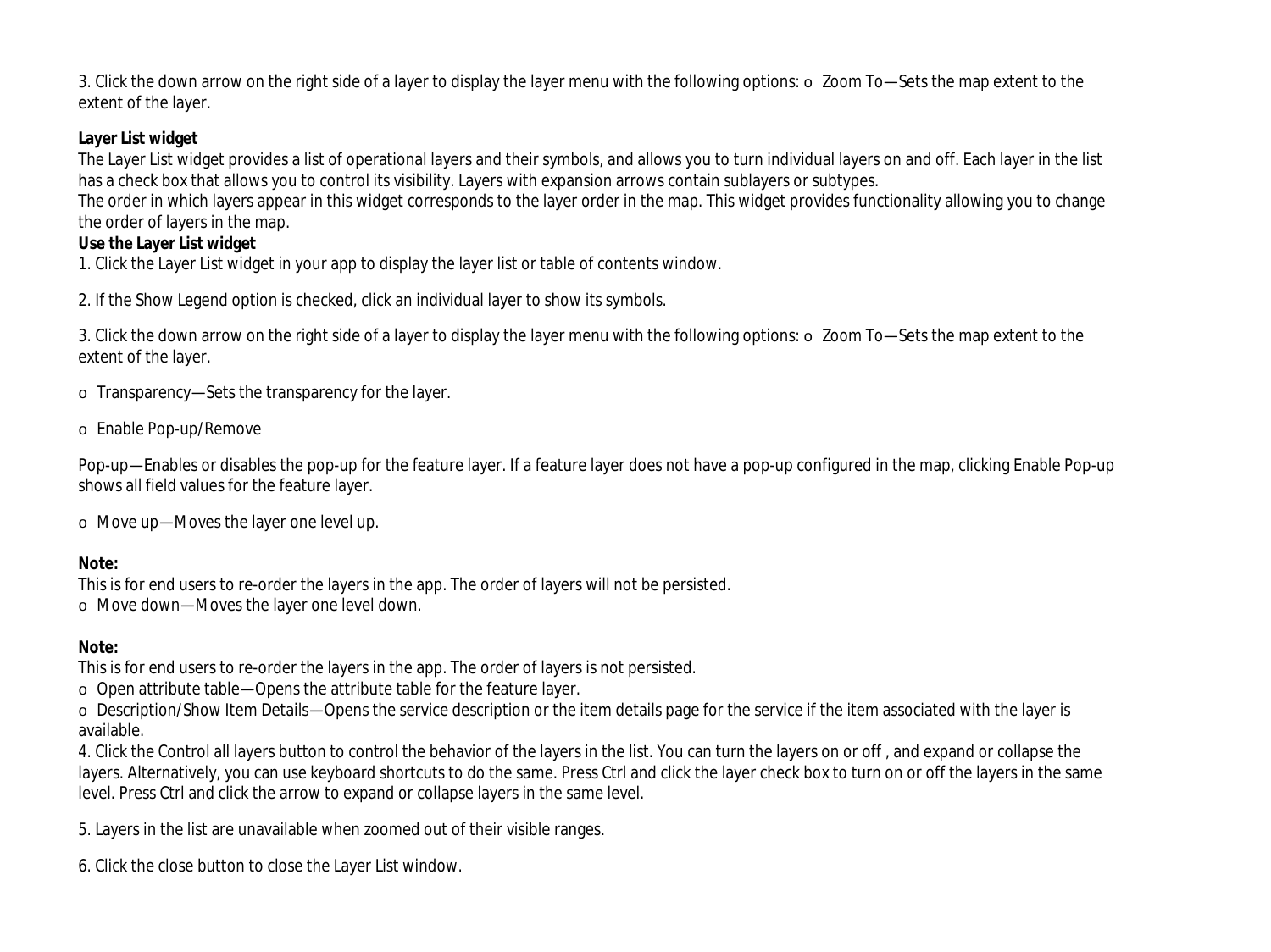3. Click the down arrow on the right side of a layer to display the layer menu with the following options: o Zoom To—Sets the map extent to the extent of the layer.

**Layer List widget**

The Layer List widget provides a list of operational layers and their symbols, and allows you to turn individual layers on and off. Each layer in the list has a check box that allows you to control its visibility. Layers with expansion arrows contain sublayers or subtypes.
The order in which layers appear in this widget corresponds to the layer order in the map. This widget provides functionality allowing you to change the order of layers in the map.

**Use the Layer List widget**

1. Click the Layer List widget in your app to display the layer list or table of contents window.

2. If the Show Legend option is checked, click an individual layer to show its symbols.

3. Click the down arrow on the right side of a layer to display the layer menu with the following options: o Zoom To—Sets the map extent to the extent of the layer.

o Transparency—Sets the transparency for the layer.

o Enable Pop-up/Remove

Pop-up—Enables or disables the pop-up for the feature layer. If a feature layer does not have a pop-up configured in the map, clicking Enable Pop-up shows all field values for the feature layer.

o Move up—Moves the layer one level up.

**Note:**

This is for end users to re-order the layers in the app. The order of layers will not be persisted.
o Move down—Moves the layer one level down.

**Note:**

This is for end users to re-order the layers in the app. The order of layers is not persisted.
o Open attribute table—Opens the attribute table for the feature layer.
o Description/Show Item Details—Opens the service description or the item details page for the service if the item associated with the layer is available.
4. Click the Control all layers button to control the behavior of the layers in the list. You can turn the layers on or off , and expand or collapse the layers. Alternatively, you can use keyboard shortcuts to do the same. Press Ctrl and click the layer check box to turn on or off the layers in the same level. Press Ctrl and click the arrow to expand or collapse layers in the same level.

5. Layers in the list are unavailable when zoomed out of their visible ranges.

6. Click the close button to close the Layer List window.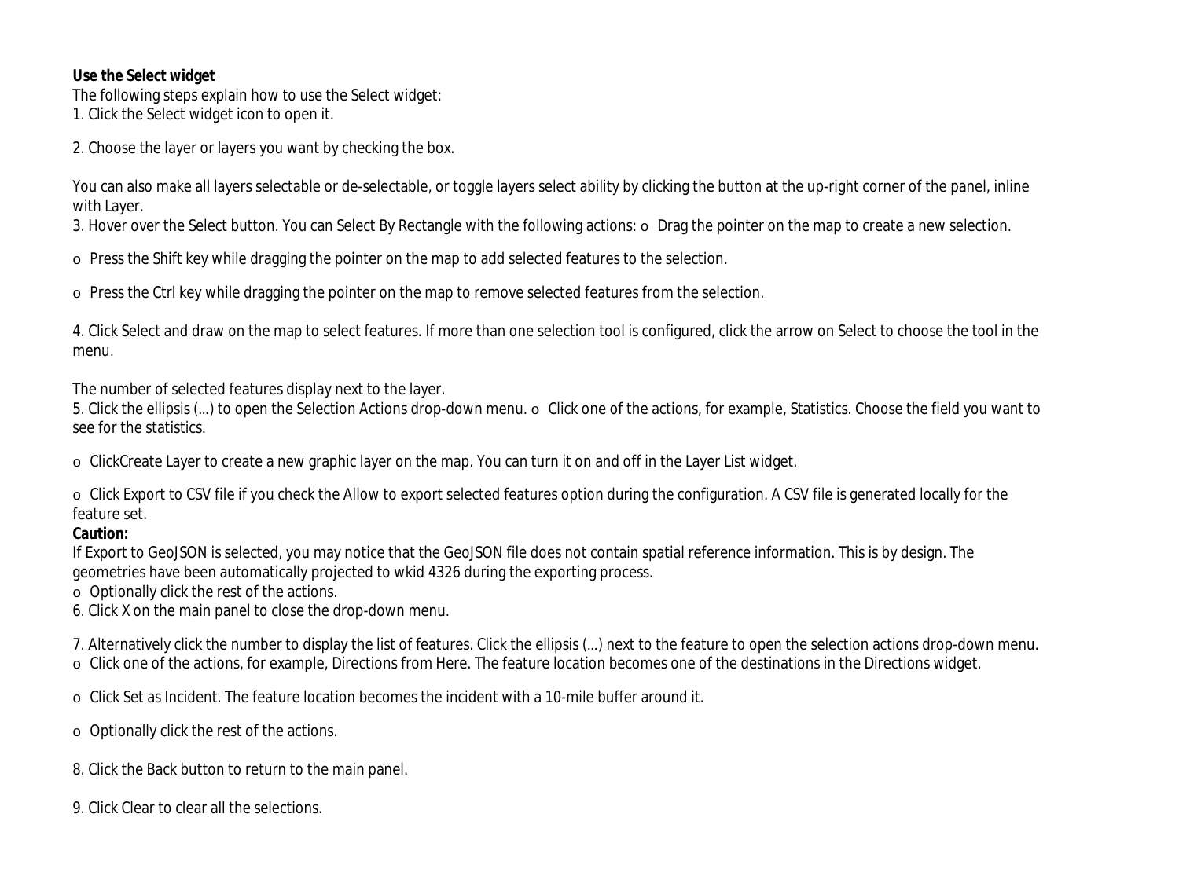**Use the Select widget**

The following steps explain how to use the Select widget:

1. Click the Select widget icon to open it.

2. Choose the layer or layers you want by checking the box.

You can also make all layers selectable or de-selectable, or toggle layers select ability by clicking the button at the up-right corner of the panel, inline with Layer.

3. Hover over the Select button. You can Select By Rectangle with the following actions:
   - Drag the pointer on the map to create a new selection.
   - Press the Shift key while dragging the pointer on the map to add selected features to the selection.
   - Press the Ctrl key while dragging the pointer on the map to remove selected features from the selection.

4. Click Select and draw on the map to select features. If more than one selection tool is configured, click the arrow on Select to choose the tool in the menu.

The number of selected features display next to the layer.

5. Click the ellipsis (...) to open the Selection Actions drop-down menu.
   - Click one of the actions, for example, Statistics. Choose the field you want to see for the statistics.
   - ClickCreate Layer to create a new graphic layer on the map. You can turn it on and off in the Layer List widget.
   - Click Export to CSV file if you check the Allow to export selected features option during the configuration. A CSV file is generated locally for the feature set.

**Caution:**

If Export to GeoJSON is selected, you may notice that the GeoJSON file does not contain spatial reference information. This is by design. The geometries have been automatically projected to wkid 4326 during the exporting process.

   - Optionally click the rest of the actions.

6. Click X on the main panel to close the drop-down menu.

7. Alternatively click the number to display the list of features. Click the ellipsis (...) next to the feature to open the selection actions drop-down menu.
   - Click one of the actions, for example, Directions from Here. The feature location becomes one of the destinations in the Directions widget.
   - Click Set as Incident. The feature location becomes the incident with a 10-mile buffer around it.
   - Optionally click the rest of the actions.

8. Click the Back button to return to the main panel.

9. Click Clear to clear all the selections.